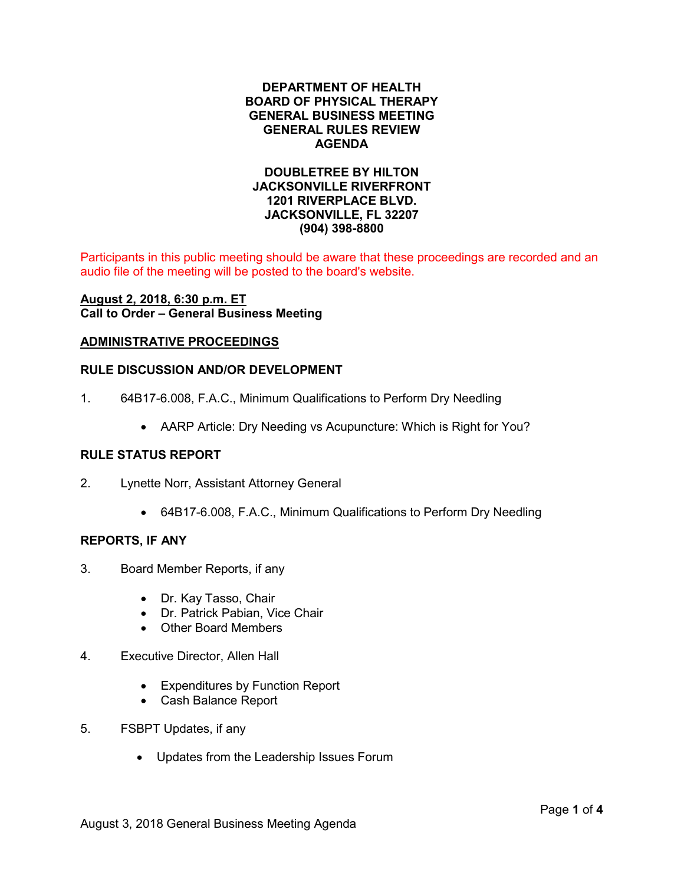# DEPARTMENT OF HEALTH
# BOARD OF PHYSICAL THERAPY
# GENERAL BUSINESS MEETING
# GENERAL RULES REVIEW
# AGENDA

**DOUBLETREE BY HILTON**
**JACKSONVILLE RIVERFRONT**
**1201 RIVERPLACE BLVD.**
**JACKSONVILLE, FL 32207**
**(904) 398-8800**

Participants in this public meeting should be aware that these proceedings are recorded and an audio file of the meeting will be posted to the board's website.

**August 2, 2018, 6:30 p.m. ET**
**Call to Order – General Business Meeting**

## ADMINISTRATIVE PROCEEDINGS

### RULE DISCUSSION AND/OR DEVELOPMENT

1. 64B17-6.008, F.A.C., Minimum Qualifications to Perform Dry Needling
   - AARP Article: Dry Needing vs Acupuncture: Which is Right for You?

### RULE STATUS REPORT

2. Lynette Norr, Assistant Attorney General
   - 64B17-6.008, F.A.C., Minimum Qualifications to Perform Dry Needling

### REPORTS, IF ANY

3. Board Member Reports, if any
   - Dr. Kay Tasso, Chair
   - Dr. Patrick Pabian, Vice Chair
   - Other Board Members

4. Executive Director, Allen Hall
   - Expenditures by Function Report
   - Cash Balance Report

5. FSBPT Updates, if any
   - Updates from the Leadership Issues Forum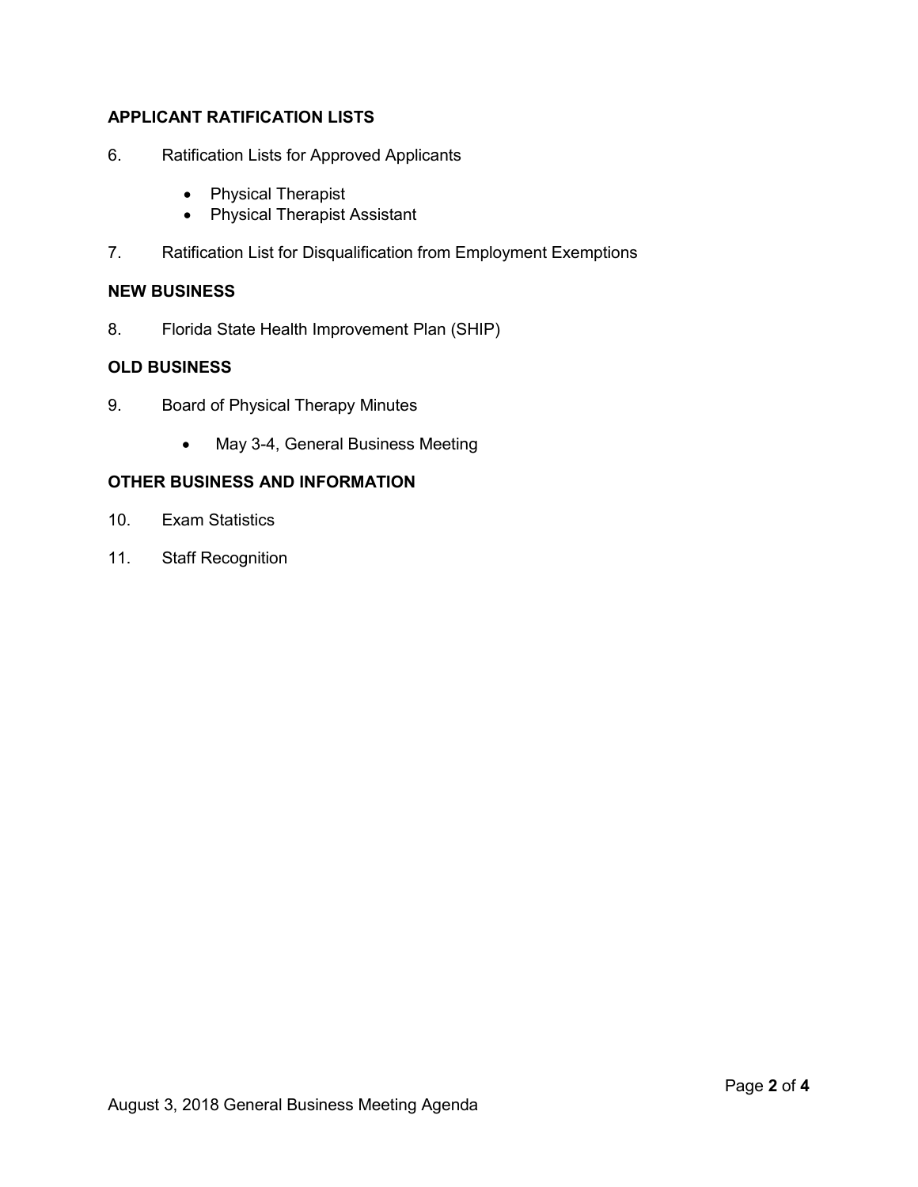**APPLICANT RATIFICATION LISTS**

6. Ratification Lists for Approved Applicants

   - Physical Therapist
   - Physical Therapist Assistant

7. Ratification List for Disqualification from Employment Exemptions

**NEW BUSINESS**

8. Florida State Health Improvement Plan (SHIP)

**OLD BUSINESS**

9. Board of Physical Therapy Minutes

   - May 3-4, General Business Meeting

**OTHER BUSINESS AND INFORMATION**

10. Exam Statistics

11. Staff Recognition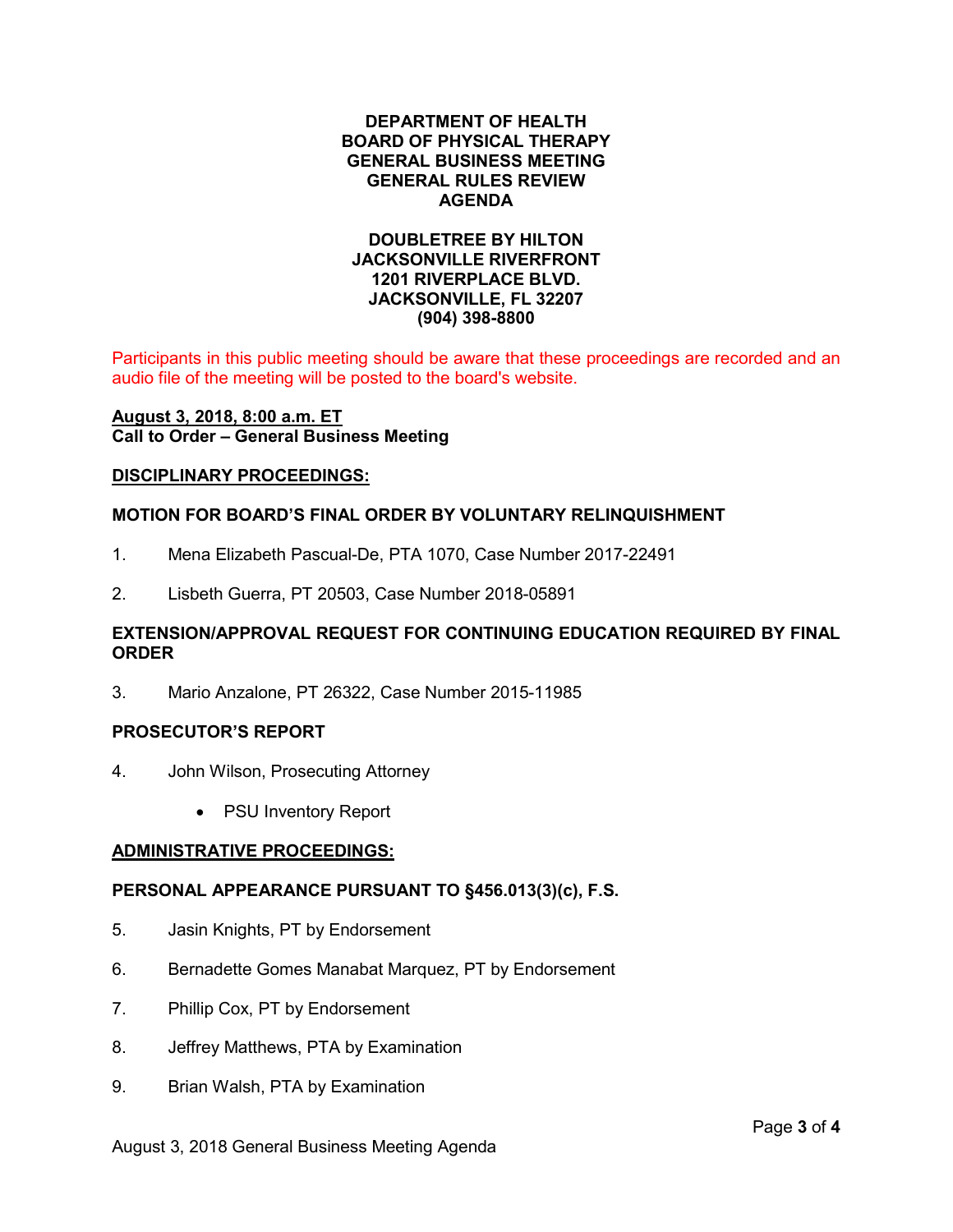**DEPARTMENT OF HEALTH**
**BOARD OF PHYSICAL THERAPY**
**GENERAL BUSINESS MEETING**
**GENERAL RULES REVIEW**
**AGENDA**

**DOUBLETREE BY HILTON**
**JACKSONVILLE RIVERFRONT**
**1201 RIVERPLACE BLVD.**
**JACKSONVILLE, FL 32207**
**(904) 398-8800**

Participants in this public meeting should be aware that these proceedings are recorded and an audio file of the meeting will be posted to the board's website.

**August 3, 2018, 8:00 a.m. ET**
**Call to Order – General Business Meeting**

**DISCIPLINARY PROCEEDINGS:**

**MOTION FOR BOARD'S FINAL ORDER BY VOLUNTARY RELINQUISHMENT**

1. Mena Elizabeth Pascual-De, PTA 1070, Case Number 2017-22491

2. Lisbeth Guerra, PT 20503, Case Number 2018-05891

**EXTENSION/APPROVAL REQUEST FOR CONTINUING EDUCATION REQUIRED BY FINAL ORDER**

3. Mario Anzalone, PT 26322, Case Number 2015-11985

**PROSECUTOR'S REPORT**

4. John Wilson, Prosecuting Attorney
   - PSU Inventory Report

**ADMINISTRATIVE PROCEEDINGS:**

**PERSONAL APPEARANCE PURSUANT TO §456.013(3)(c), F.S.**

5. Jasin Knights, PT by Endorsement

6. Bernadette Gomes Manabat Marquez, PT by Endorsement

7. Phillip Cox, PT by Endorsement

8. Jeffrey Matthews, PTA by Examination

9. Brian Walsh, PTA by Examination

August 3, 2018 General Business Meeting Agenda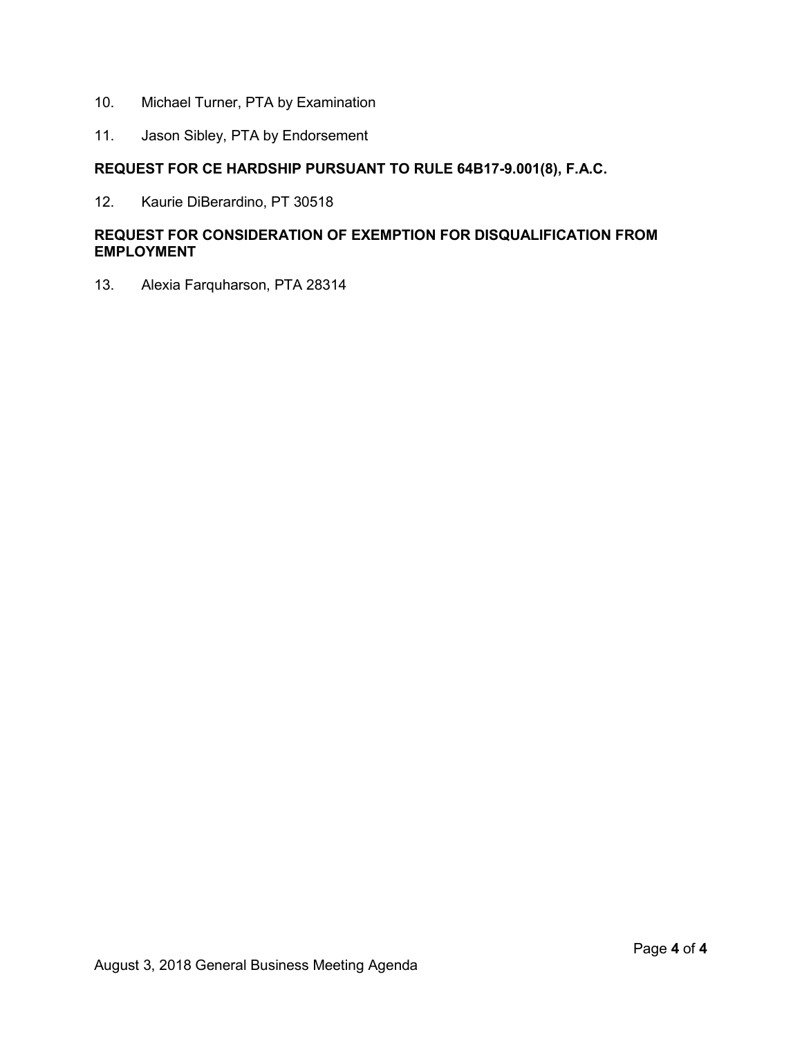10. Michael Turner, PTA by Examination

11. Jason Sibley, PTA by Endorsement

**REQUEST FOR CE HARDSHIP PURSUANT TO RULE 64B17-9.001(8), F.A.C.**

12. Kaurie DiBerardino, PT 30518

**REQUEST FOR CONSIDERATION OF EXEMPTION FOR DISQUALIFICATION FROM EMPLOYMENT**

13. Alexia Farquharson, PTA 28314